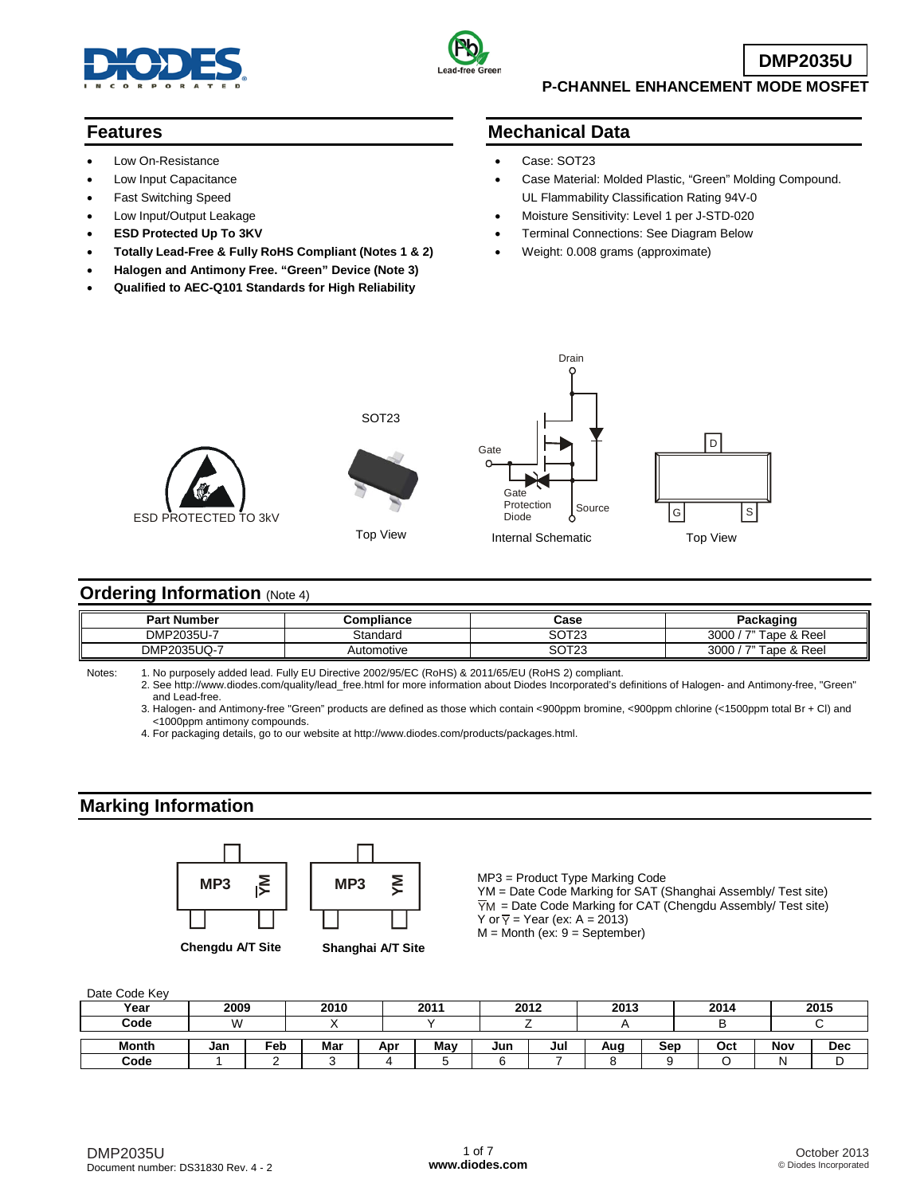# DMP2035U

## P-CHANNEL ENHANCEMENT MODE MOSFET

## Features

- Low On-Resistance
- Low Input Capacitance
- Fast Switching Speed
- Low Input/Output Leakage
- **ESD Protected Up To 3KV**
- **Totally Lead-Free & Fully RoHS Compliant (Notes 1 & 2)**
- **Halogen and Antimony Free. "Green" Device (Note 3)**
- **Qualified to AEC-Q101 Standards for High Reliability**

## Mechanical Data

- Case: SOT23
- Case Material: Molded Plastic, "Green" Molding Compound. UL Flammability Classification Rating 94V-0
- Moisture Sensitivity: Level 1 per J-STD-020
- Terminal Connections: See Diagram Below
- Weight: 0.008 grams (approximate)

ESD PROTECTED TO 3kV

SOT23

Top View

Drain
Gate
Gate Protection Diode
Source

Internal Schematic

D
G
S

Top View

## Ordering Information (Note 4)

| Part Number | Compliance | Case | Packaging |
|---|---|---|---|
| DMP2035U-7 | Standard | SOT23 | 3000 / 7" Tape & Reel |
| DMP2035UQ-7 | Automotive | SOT23 | 3000 / 7" Tape & Reel |

Notes:
1. No purposely added lead. Fully EU Directive 2002/95/EC (RoHS) & 2011/65/EU (RoHS 2) compliant.
2. See http://www.diodes.com/quality/lead_free.html for more information about Diodes Incorporated's definitions of Halogen- and Antimony-free, "Green" and Lead-free.
3. Halogen- and Antimony-free "Green" products are defined as those which contain <900ppm bromine, <900ppm chlorine (<1500ppm total Br + Cl) and <1000ppm antimony compounds.
4. For packaging details, go to our website at http://www.diodes.com/products/packages.html.

## Marking Information

MP3 $\overline{Y}M$

**Chengdu A/T Site**

MP3 YM

**Shanghai A/T Site**

MP3 = Product Type Marking Code
YM = Date Code Marking for SAT (Shanghai Assembly/ Test site)
$\overline{Y}M$ = Date Code Marking for CAT (Chengdu Assembly/ Test site)
Y or $\overline{Y}$ = Year (ex: A = 2013)
M = Month (ex: 9 = September)

Date Code Key

| Year | 2009 | 2010 | 2011 | 2012 | 2013 | 2014 | 2015 |
|---|---|---|---|---|---|---|---|
| Code | W | X | Y | Z | A | B | C |

| Month | Jan | Feb | Mar | Apr | May | Jun | Jul | Aug | Sep | Oct | Nov | Dec |
|---|---|---|---|---|---|---|---|---|---|---|---|---|
| Code | 1 | 2 | 3 | 4 | 5 | 6 | 7 | 8 | 9 | O | N | D |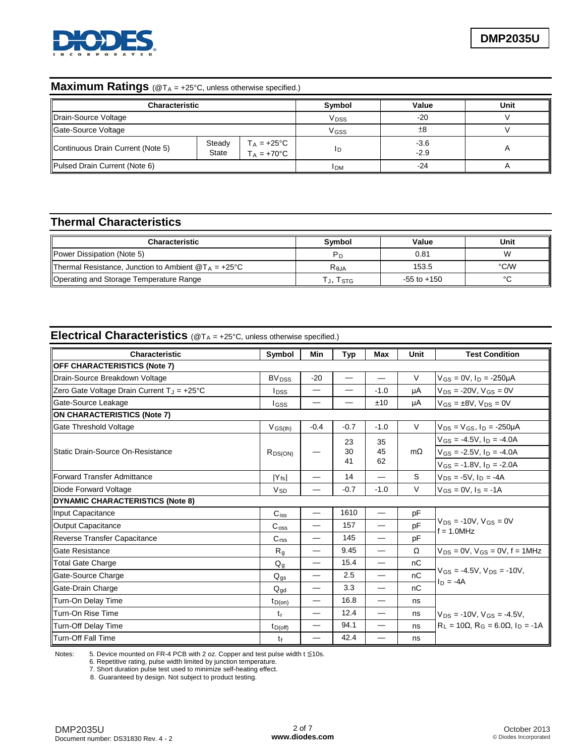## Maximum Ratings (@$T_A$ = +25°C, unless otherwise specified.)

| Characteristic | | | Symbol | Value | Unit |
|---|---|---|---|---|---|
| Drain-Source Voltage | | | $V_{DSS}$ | -20 | V |
| Gate-Source Voltage | | | $V_{GSS}$ | ±8 | V |
| Continuous Drain Current (Note 5) | Steady State | $T_A$ = +25°C<br>$T_A$ = +70°C | $I_D$ | -3.6<br>-2.9 | A |
| Pulsed Drain Current (Note 6) | | | $I_{DM}$ | -24 | A |

## Thermal Characteristics

| Characteristic | Symbol | Value | Unit |
|---|---|---|---|
| Power Dissipation (Note 5) | $P_D$ | 0.81 | W |
| Thermal Resistance, Junction to Ambient @$T_A$ = +25°C | $R_{\theta JA}$ | 153.5 | °C/W |
| Operating and Storage Temperature Range | $T_J$, $T_{STG}$ | -55 to +150 | °C |

## Electrical Characteristics (@$T_A$ = +25°C, unless otherwise specified.)

| Characteristic | Symbol | Min | Typ | Max | Unit | Test Condition |
|---|---|---|---|---|---|---|
| **OFF CHARACTERISTICS (Note 7)** | | | | | | |
| Drain-Source Breakdown Voltage | $BV_{DSS}$ | -20 | — | — | V | $V_{GS}$ = 0V, $I_D$ = -250μA |
| Zero Gate Voltage Drain Current $T_J$ = +25°C | $I_{DSS}$ | — | — | -1.0 | μA | $V_{DS}$ = -20V, $V_{GS}$ = 0V |
| Gate-Source Leakage | $I_{GSS}$ | — | — | ±10 | μA | $V_{GS}$ = ±8V, $V_{DS}$ = 0V |
| **ON CHARACTERISTICS (Note 7)** | | | | | | |
| Gate Threshold Voltage | $V_{GS(th)}$ | -0.4 | -0.7 | -1.0 | V | $V_{DS}$ = $V_{GS}$, $I_D$ = -250μA |
| Static Drain-Source On-Resistance | $R_{DS(ON)}$ | — | 23<br>30<br>41 | 35<br>45<br>62 | mΩ | $V_{GS}$ = -4.5V, $I_D$ = -4.0A<br>$V_{GS}$ = -2.5V, $I_D$ = -4.0A<br>$V_{GS}$ = -1.8V, $I_D$ = -2.0A |
| Forward Transfer Admittance | $\|Y_{fs}\|$ | — | 14 | — | S | $V_{DS}$ = -5V, $I_D$ = -4A |
| Diode Forward Voltage | $V_{SD}$ | — | -0.7 | -1.0 | V | $V_{GS}$ = 0V, $I_S$ = -1A |
| **DYNAMIC CHARACTERISTICS (Note 8)** | | | | | | |
| Input Capacitance | $C_{iss}$ | — | 1610 | — | pF | $V_{DS}$ = -10V, $V_{GS}$ = 0V<br>f = 1.0MHz |
| Output Capacitance | $C_{oss}$ | — | 157 | — | pF | |
| Reverse Transfer Capacitance | $C_{rss}$ | — | 145 | — | pF | |
| Gate Resistance | $R_g$ | — | 9.45 | — | Ω | $V_{DS}$ = 0V, $V_{GS}$ = 0V, f = 1MHz |
| Total Gate Charge | $Q_g$ | — | 15.4 | — | nC | $V_{GS}$ = -4.5V, $V_{DS}$ = -10V,<br>$I_D$ = -4A |
| Gate-Source Charge | $Q_{gs}$ | — | 2.5 | — | nC | |
| Gate-Drain Charge | $Q_{gd}$ | — | 3.3 | — | nC | |
| Turn-On Delay Time | $t_{D(on)}$ | — | 16.8 | — | ns | $V_{DS}$ = -10V, $V_{GS}$ = -4.5V,<br>$R_L$ = 10Ω, $R_G$ = 6.0Ω, $I_D$ = -1A |
| Turn-On Rise Time | $t_r$ | — | 12.4 | — | ns | |
| Turn-Off Delay Time | $t_{D(off)}$ | — | 94.1 | — | ns | |
| Turn-Off Fall Time | $t_f$ | — | 42.4 | — | ns | |

Notes:
5. Device mounted on FR-4 PCB with 2 oz. Copper and test pulse width t ≦10s.
6. Repetitive rating, pulse width limited by junction temperature.
7. Short duration pulse test used to minimize self-heating effect.
8. Guaranteed by design. Not subject to product testing.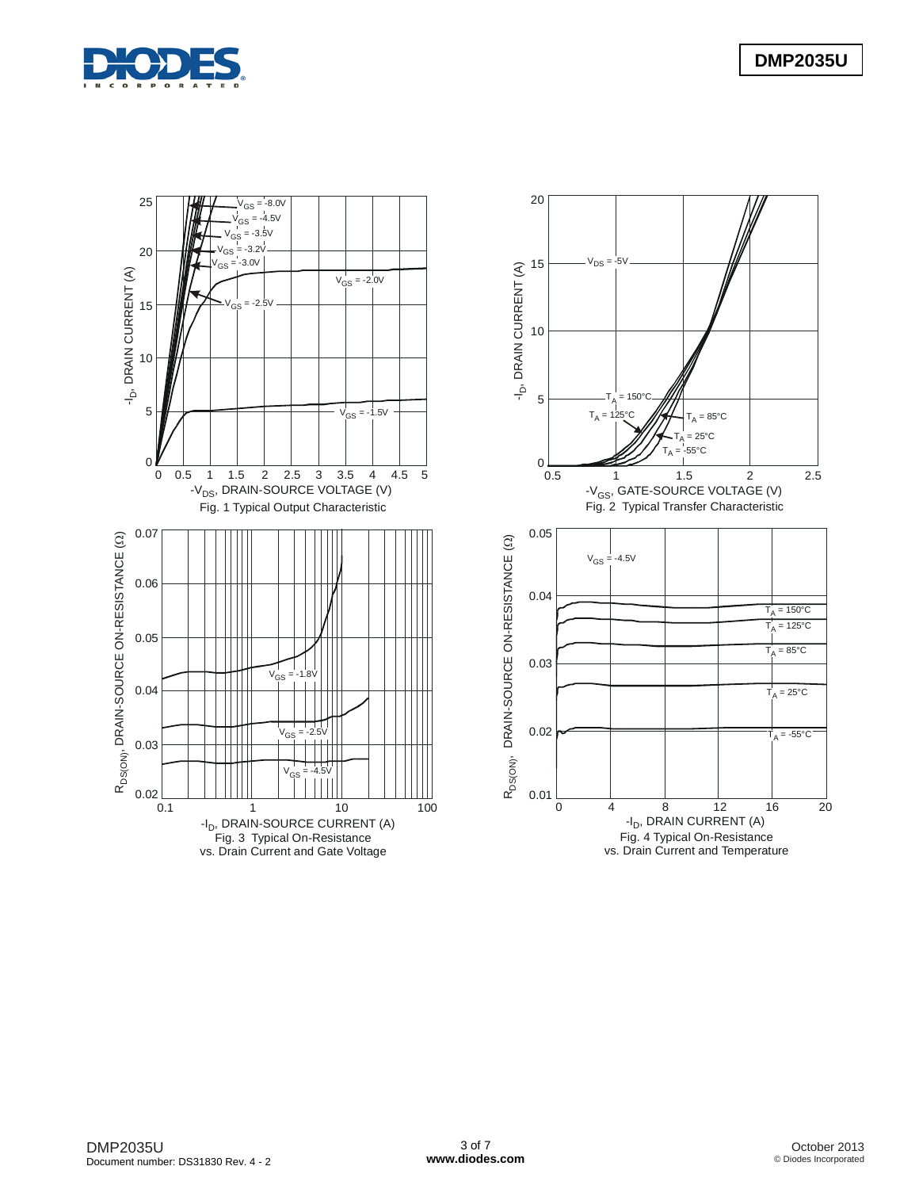$V_{GS}$ = -8.0V
$V_{GS}$ = -4.5V
$V_{GS}$ = -3.5V
$V_{GS}$ = -3.2V
$V_{GS}$ = -3.0V
$V_{GS}$ = -2.0V
$V_{GS}$ = -2.5V
$V_{GS}$ = -1.5V

$-I_D$, DRAIN CURRENT (A)

0 5 10 15 20 25

0 0.5 1 1.5 2 2.5 3 3.5 4 4.5 5

$-V_{DS}$, DRAIN-SOURCE VOLTAGE (V)

Fig. 1 Typical Output Characteristic

$V_{DS}$ = -5V
$T_A$ = 150°C
$T_A$ = 125°C
$T_A$ = 85°C
$T_A$ = 25°C
$T_A$ = -55°C

$-I_D$, DRAIN CURRENT (A)

0 5 10 15 20

0.5 1 1.5 2 2.5

$-V_{GS}$, GATE-SOURCE VOLTAGE (V)

Fig. 2 Typical Transfer Characteristic

$V_{GS}$ = -1.8V
$V_{GS}$ = -2.5V
$V_{GS}$ = -4.5V

$R_{DS(ON)}$, DRAIN-SOURCE ON-RESISTANCE (Ω)

0.02 0.03 0.04 0.05 0.06 0.07

0.1 1 10 100

$-I_D$, DRAIN-SOURCE CURRENT (A)

Fig. 3 Typical On-Resistance vs. Drain Current and Gate Voltage

$V_{GS}$ = -4.5V
$T_A$ = 150°C
$T_A$ = 125°C
$T_A$ = 85°C
$T_A$ = 25°C
$T_A$ = -55°C

$R_{DS(ON)}$, DRAIN-SOURCE ON-RESISTANCE (Ω)

0.01 0.02 0.03 0.04 0.05

0 4 8 12 16 20

$-I_D$, DRAIN CURRENT (A)

Fig. 4 Typical On-Resistance vs. Drain Current and Temperature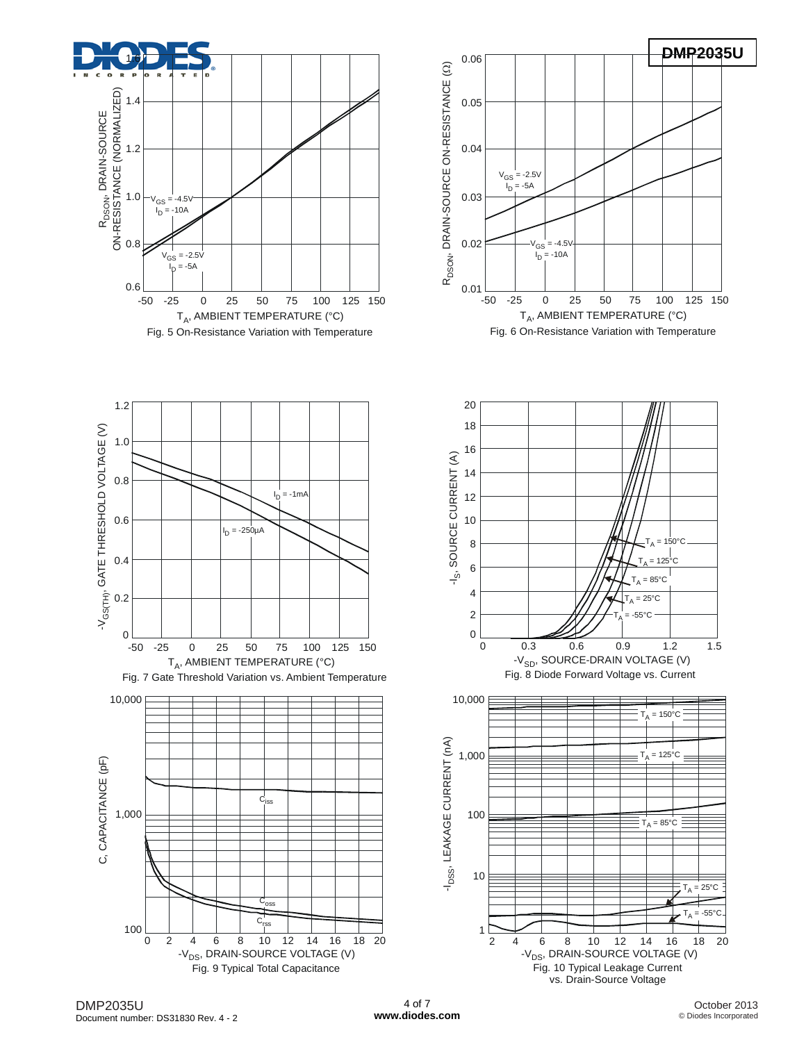$R_{DSON}$, DRAIN-SOURCE ON-RESISTANCE (NORMALIZED)

1.6
1.4
1.2
1.0
0.8
0.6

$V_{GS}$ = -4.5V
$I_D$ = -10A

$V_{GS}$ = -2.5V
$I_D$ = -5A

-50 -25 0 25 50 75 100 125 150

$T_A$, AMBIENT TEMPERATURE (°C)

Fig. 5 On-Resistance Variation with Temperature

$R_{DSON}$, DRAIN-SOURCE ON-RESISTANCE (Ω)

0.06
0.05
0.04
0.03
0.02
0.01

$V_{GS}$ = -2.5V
$I_D$ = -5A

$V_{GS}$ = -4.5V
$I_D$ = -10A

-50 -25 0 25 50 75 100 125 150

$T_A$, AMBIENT TEMPERATURE (°C)

Fig. 6 On-Resistance Variation with Temperature

$-V_{GS(TH)}$, GATE THRESHOLD VOLTAGE (V)

1.2
1.0
0.8
0.6
0.4
0.2
0

$I_D$ = -1mA

$I_D$ = -250µA

-50 -25 0 25 50 75 100 125 150

$T_A$, AMBIENT TEMPERATURE (°C)

Fig. 7 Gate Threshold Variation vs. Ambient Temperature

$-I_S$, SOURCE CURRENT (A)

20
18
16
14
12
10
8
6
4
2
0

$T_A$ = 150°C
$T_A$ = 125°C
$T_A$ = 85°C
$T_A$ = 25°C
$T_A$ = -55°C

0 0.3 0.6 0.9 1.2 1.5

$-V_{SD}$, SOURCE-DRAIN VOLTAGE (V)

Fig. 8 Diode Forward Voltage vs. Current

C, CAPACITANCE (pF)

10,000
1,000
100

$C_{iss}$
$C_{oss}$
$C_{rss}$

0 2 4 6 8 10 12 14 16 18 20

$-V_{DS}$, DRAIN-SOURCE VOLTAGE (V)

Fig. 9 Typical Total Capacitance

$-I_{DSS}$, LEAKAGE CURRENT (nA)

10,000
1,000
100
10
1

$T_A$ = 150°C
$T_A$ = 125°C
$T_A$ = 85°C
$T_A$ = 25°C
$T_A$ = -55°C

2 4 6 8 10 12 14 16 18 20

$-V_{DS}$, DRAIN-SOURCE VOLTAGE (V)

Fig. 10 Typical Leakage Current vs. Drain-Source Voltage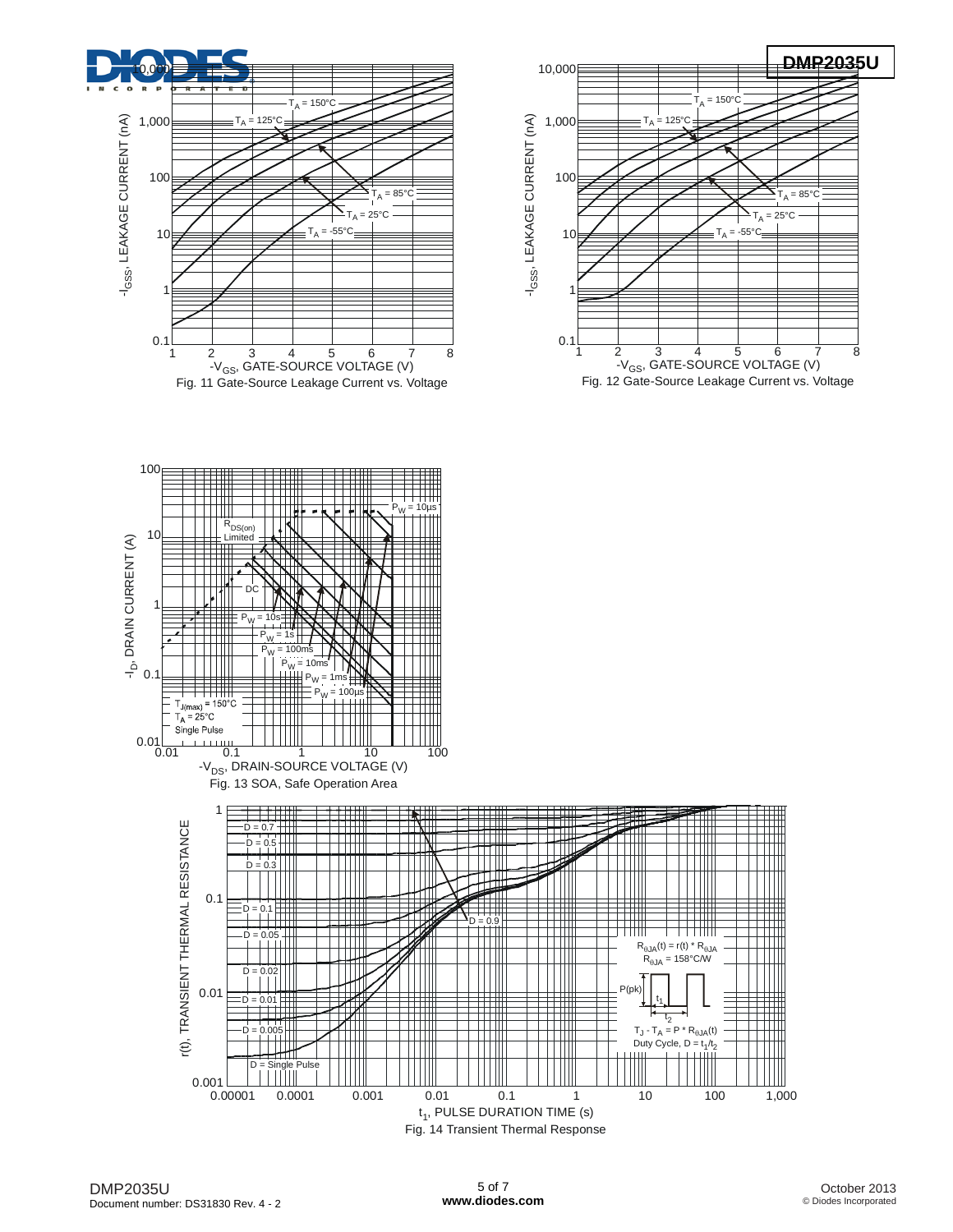-$I_{GSS}$, LEAKAGE CURRENT (nA)

10,000
1,000
100
10
1
0.1

$T_A$ = 150°C
$T_A$ = 125°C
$T_A$ = 85°C
$T_A$ = 25°C
$T_A$ = -55°C

1 2 3 4 5 6 7 8

-$V_{GS}$, GATE-SOURCE VOLTAGE (V)

Fig. 11 Gate-Source Leakage Current vs. Voltage

-$I_{GSS}$, LEAKAGE CURRENT (nA)

10,000
1,000
100
10
1
0.1

$T_A$ = 150°C
$T_A$ = 125°C
$T_A$ = 85°C
$T_A$ = 25°C
$T_A$ = -55°C

1 2 3 4 5 6 7 8

-$V_{GS}$, GATE-SOURCE VOLTAGE (V)

Fig. 12 Gate-Source Leakage Current vs. Voltage

-$I_D$, DRAIN CURRENT (A)

100
10
1
0.1
0.01

$R_{DS(on)}$ Limited
DC
$P_W$ = 10s
$P_W$ = 1s
$P_W$ = 100ms
$P_W$ = 10ms
$P_W$ = 1ms
$P_W$ = 100µs
$P_W$ = 10µs

$T_{J(max)}$ = 150°C
$T_A$ = 25°C
Single Pulse

0.01 0.1 1 10 100

-$V_{DS}$, DRAIN-SOURCE VOLTAGE (V)

Fig. 13 SOA, Safe Operation Area

r(t), TRANSIENT THERMAL RESISTANCE

1
0.1
0.01
0.001

D = 0.7
D = 0.5
D = 0.3
D = 0.9
D = 0.1
D = 0.05
D = 0.02
D = 0.01
D = 0.005
D = Single Pulse

$R_{\theta JA}(t) = r(t) * R_{\theta JA}$
$R_{\theta JA}$ = 158°C/W

P(pk)
$t_1$
$t_2$
$T_J - T_A = P * R_{\theta JA}(t)$
Duty Cycle, $D = t_1/t_2$

0.00001 0.0001 0.001 0.01 0.1 1 10 100 1,000

$t_1$, PULSE DURATION TIME (s)

Fig. 14 Transient Thermal Response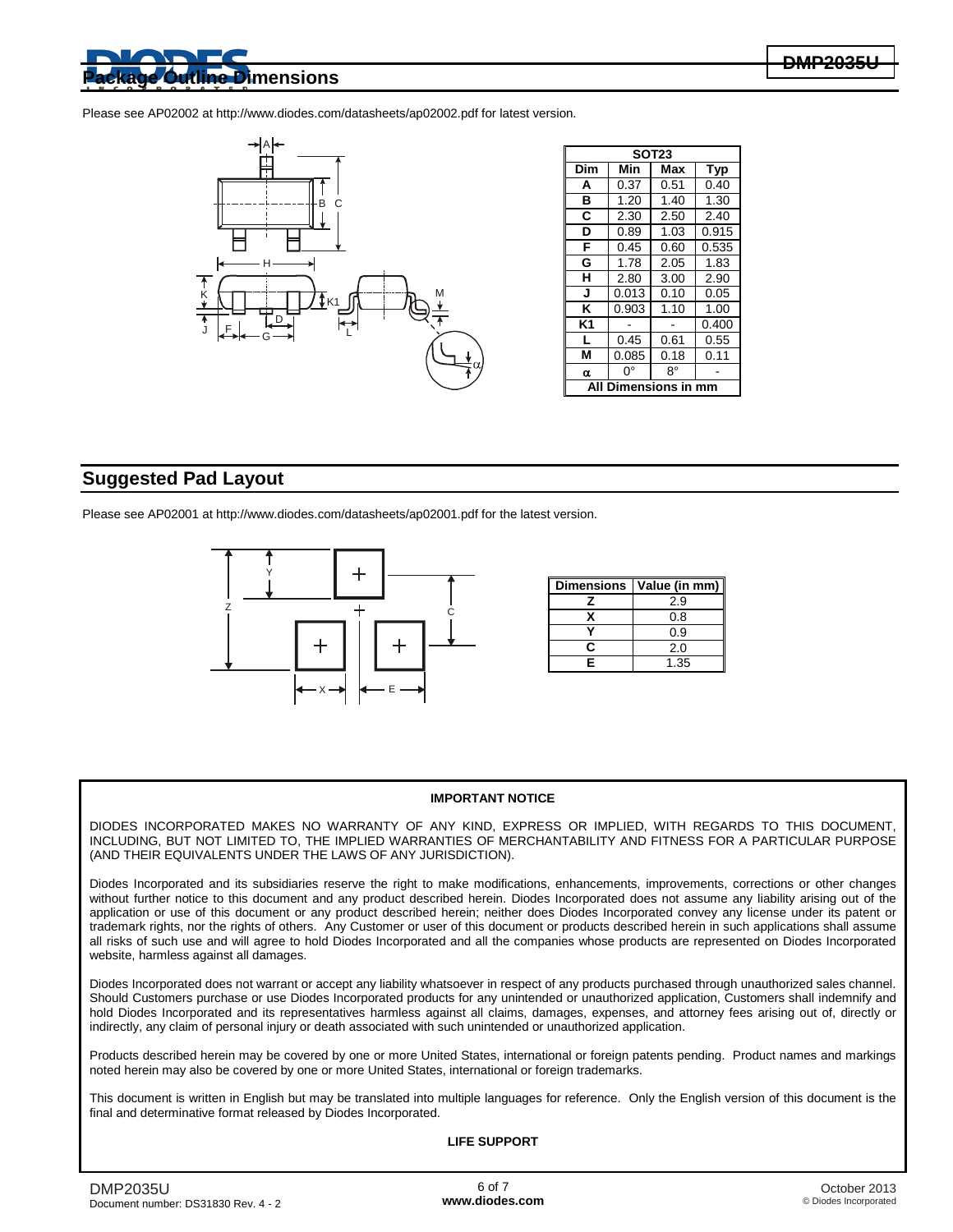## Package Outline Dimensions

Please see AP02002 at http://www.diodes.com/datasheets/ap02002.pdf for latest version.

A
B C
H
K
K1
M
J
F
D
G
L
α

| SOT23 | | | |
|---|---|---|---|
| **Dim** | **Min** | **Max** | **Typ** |
| **A** | 0.37 | 0.51 | 0.40 |
| **B** | 1.20 | 1.40 | 1.30 |
| **C** | 2.30 | 2.50 | 2.40 |
| **D** | 0.89 | 1.03 | 0.915 |
| **F** | 0.45 | 0.60 | 0.535 |
| **G** | 1.78 | 2.05 | 1.83 |
| **H** | 2.80 | 3.00 | 2.90 |
| **J** | 0.013 | 0.10 | 0.05 |
| **K** | 0.903 | 1.10 | 1.00 |
| **K1** | - | - | 0.400 |
| **L** | 0.45 | 0.61 | 0.55 |
| **M** | 0.085 | 0.18 | 0.11 |
| **α** | 0° | 8° | - |
| **All Dimensions in mm** | | | |

## Suggested Pad Layout

Please see AP02001 at http://www.diodes.com/datasheets/ap02001.pdf for the latest version.

Y
Z
C
X
E

| Dimensions | Value (in mm) |
|---|---|
| **Z** | 2.9 |
| **X** | 0.8 |
| **Y** | 0.9 |
| **C** | 2.0 |
| **E** | 1.35 |

**IMPORTANT NOTICE**

DIODES INCORPORATED MAKES NO WARRANTY OF ANY KIND, EXPRESS OR IMPLIED, WITH REGARDS TO THIS DOCUMENT, INCLUDING, BUT NOT LIMITED TO, THE IMPLIED WARRANTIES OF MERCHANTABILITY AND FITNESS FOR A PARTICULAR PURPOSE (AND THEIR EQUIVALENTS UNDER THE LAWS OF ANY JURISDICTION).

Diodes Incorporated and its subsidiaries reserve the right to make modifications, enhancements, improvements, corrections or other changes without further notice to this document and any product described herein. Diodes Incorporated does not assume any liability arising out of the application or use of this document or any product described herein; neither does Diodes Incorporated convey any license under its patent or trademark rights, nor the rights of others. Any Customer or user of this document or products described herein in such applications shall assume all risks of such use and will agree to hold Diodes Incorporated and all the companies whose products are represented on Diodes Incorporated website, harmless against all damages.

Diodes Incorporated does not warrant or accept any liability whatsoever in respect of any products purchased through unauthorized sales channel. Should Customers purchase or use Diodes Incorporated products for any unintended or unauthorized application, Customers shall indemnify and hold Diodes Incorporated and its representatives harmless against all claims, damages, expenses, and attorney fees arising out of, directly or indirectly, any claim of personal injury or death associated with such unintended or unauthorized application.

Products described herein may be covered by one or more United States, international or foreign patents pending. Product names and markings noted herein may also be covered by one or more United States, international or foreign trademarks.

This document is written in English but may be translated into multiple languages for reference. Only the English version of this document is the final and determinative format released by Diodes Incorporated.

**LIFE SUPPORT**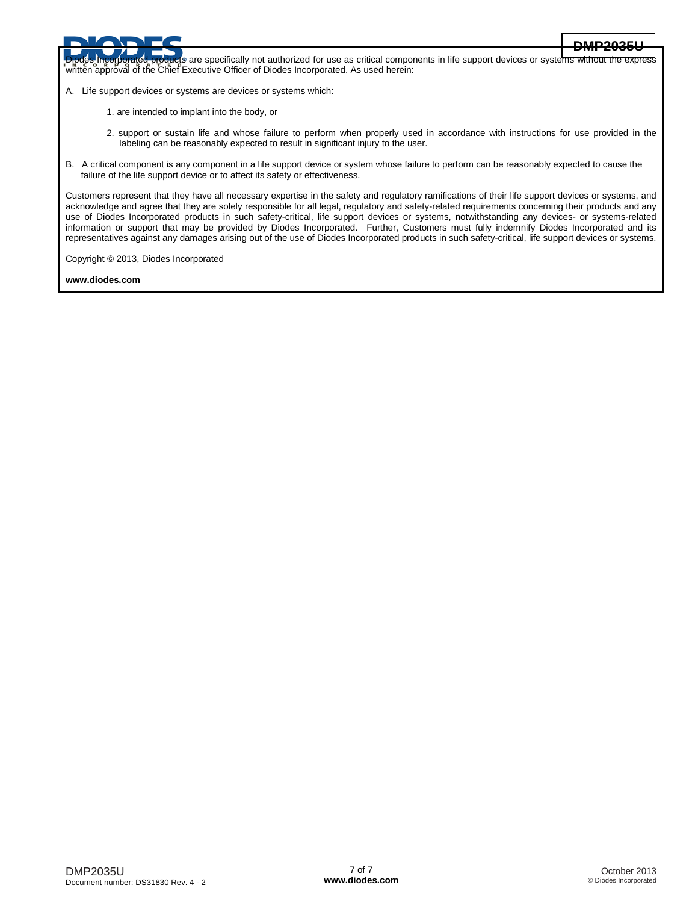Diodes Incorporated products are specifically not authorized for use as critical components in life support devices or systems without the express written approval of the Chief Executive Officer of Diodes Incorporated. As used herein:

A. Life support devices or systems are devices or systems which:

1. are intended to implant into the body, or

2. support or sustain life and whose failure to perform when properly used in accordance with instructions for use provided in the labeling can be reasonably expected to result in significant injury to the user.

B. A critical component is any component in a life support device or system whose failure to perform can be reasonably expected to cause the failure of the life support device or to affect its safety or effectiveness.

Customers represent that they have all necessary expertise in the safety and regulatory ramifications of their life support devices or systems, and acknowledge and agree that they are solely responsible for all legal, regulatory and safety-related requirements concerning their products and any use of Diodes Incorporated products in such safety-critical, life support devices or systems, notwithstanding any devices- or systems-related information or support that may be provided by Diodes Incorporated. Further, Customers must fully indemnify Diodes Incorporated and its representatives against any damages arising out of the use of Diodes Incorporated products in such safety-critical, life support devices or systems.

Copyright © 2013, Diodes Incorporated

**www.diodes.com**